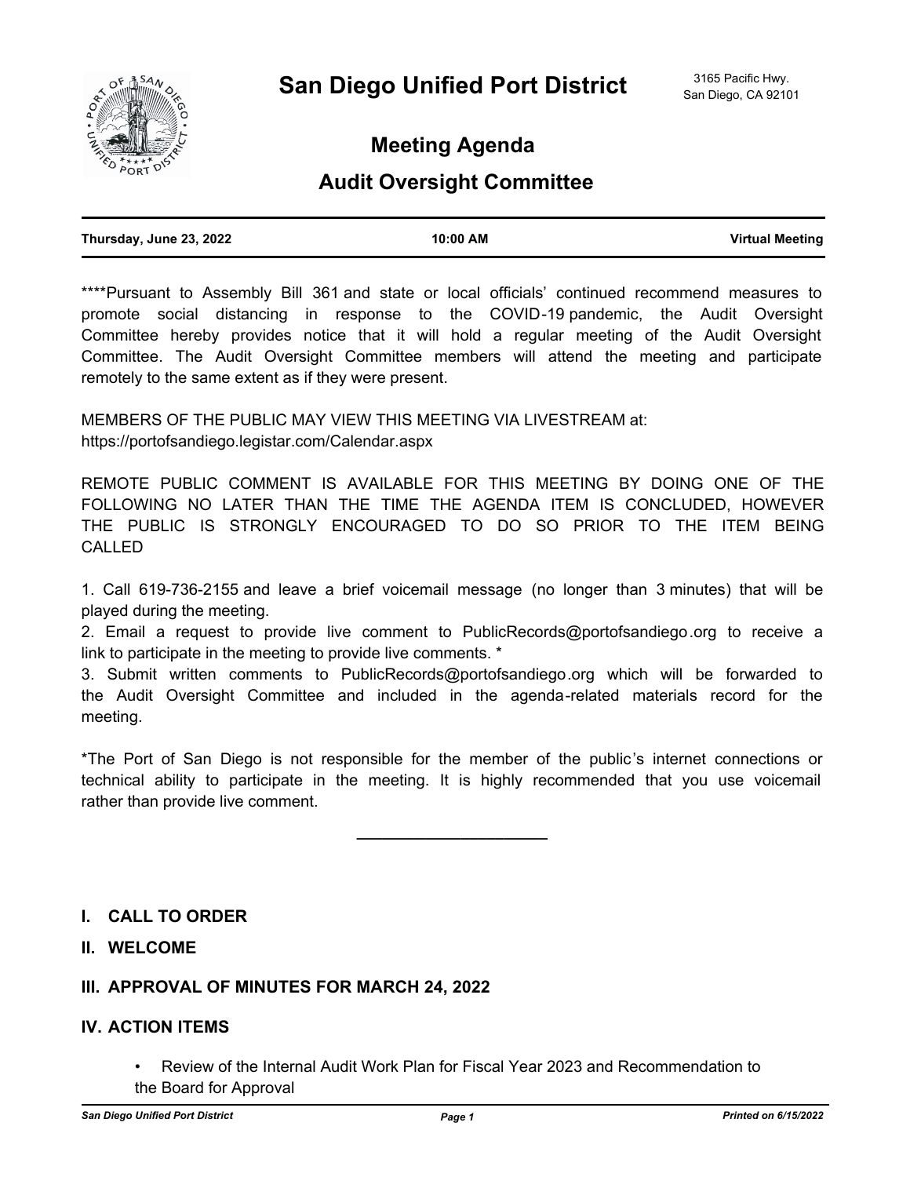# San Diego Unified Port District

3165 Pacific Hwy.
San Diego, CA 92101

## Meeting Agenda

## Audit Oversight Committee

| Thursday, June 23, 2022 | 10:00 AM | Virtual Meeting |
|---|---|---|

****Pursuant to Assembly Bill 361 and state or local officials' continued recommend measures to promote social distancing in response to the COVID-19 pandemic, the Audit Oversight Committee hereby provides notice that it will hold a regular meeting of the Audit Oversight Committee. The Audit Oversight Committee members will attend the meeting and participate remotely to the same extent as if they were present.

MEMBERS OF THE PUBLIC MAY VIEW THIS MEETING VIA LIVESTREAM at: https://portofsandiego.legistar.com/Calendar.aspx

REMOTE PUBLIC COMMENT IS AVAILABLE FOR THIS MEETING BY DOING ONE OF THE FOLLOWING NO LATER THAN THE TIME THE AGENDA ITEM IS CONCLUDED, HOWEVER THE PUBLIC IS STRONGLY ENCOURAGED TO DO SO PRIOR TO THE ITEM BEING CALLED

1. Call 619-736-2155 and leave a brief voicemail message (no longer than 3 minutes) that will be played during the meeting.
2. Email a request to provide live comment to PublicRecords@portofsandiego.org to receive a link to participate in the meeting to provide live comments. *
3. Submit written comments to PublicRecords@portofsandiego.org which will be forwarded to the Audit Oversight Committee and included in the agenda-related materials record for the meeting.

*The Port of San Diego is not responsible for the member of the public's internet connections or technical ability to participate in the meeting. It is highly recommended that you use voicemail rather than provide live comment.

---

### I. CALL TO ORDER

### II. WELCOME

### III. APPROVAL OF MINUTES FOR MARCH 24, 2022

### IV. ACTION ITEMS

- Review of the Internal Audit Work Plan for Fiscal Year 2023 and Recommendation to the Board for Approval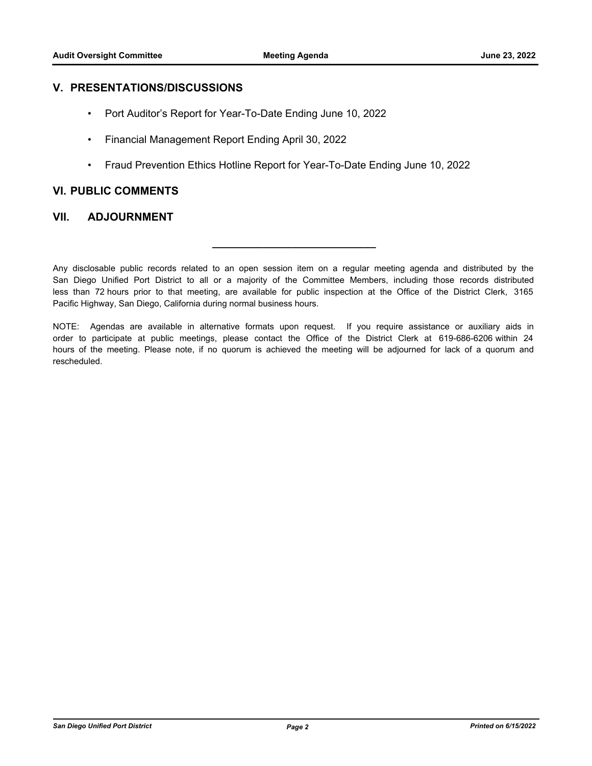## V. PRESENTATIONS/DISCUSSIONS

- Port Auditor's Report for Year-To-Date Ending June 10, 2022
- Financial Management Report Ending April 30, 2022
- Fraud Prevention Ethics Hotline Report for Year-To-Date Ending June 10, 2022

## VI. PUBLIC COMMENTS

## VII. ADJOURNMENT

---

Any disclosable public records related to an open session item on a regular meeting agenda and distributed by the San Diego Unified Port District to all or a majority of the Committee Members, including those records distributed less than 72 hours prior to that meeting, are available for public inspection at the Office of the District Clerk, 3165 Pacific Highway, San Diego, California during normal business hours.

NOTE: Agendas are available in alternative formats upon request. If you require assistance or auxiliary aids in order to participate at public meetings, please contact the Office of the District Clerk at 619-686-6206 within 24 hours of the meeting. Please note, if no quorum is achieved the meeting will be adjourned for lack of a quorum and rescheduled.